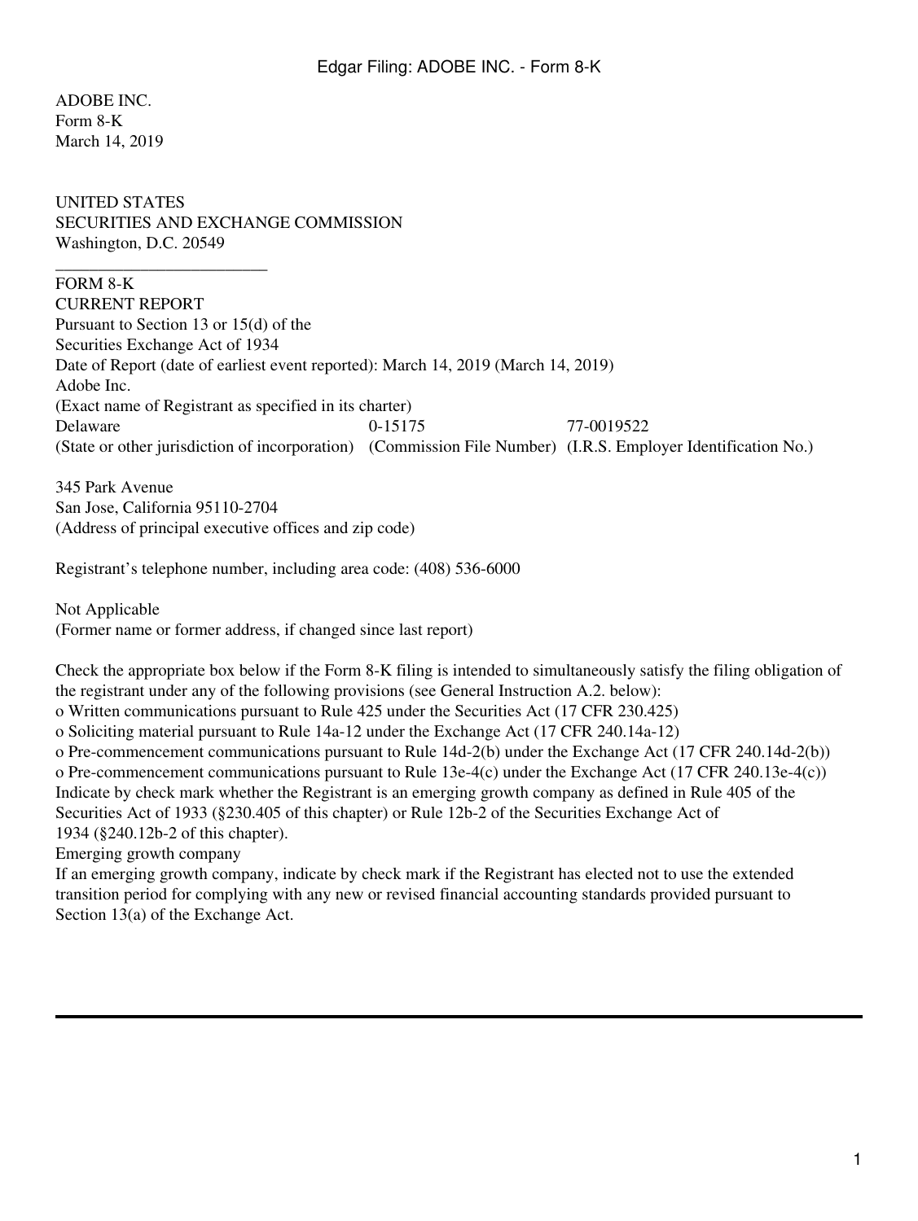ADOBE INC.
Form 8-K
March 14, 2019

UNITED STATES
SECURITIES AND EXCHANGE COMMISSION
Washington, D.C. 20549

---

FORM 8-K
CURRENT REPORT
Pursuant to Section 13 or 15(d) of the
Securities Exchange Act of 1934
Date of Report (date of earliest event reported): March 14, 2019 (March 14, 2019)
Adobe Inc.
(Exact name of Registrant as specified in its charter)

| Delaware | 0-15175 | 77-0019522 |
|---|---|---|
| (State or other jurisdiction of incorporation) | (Commission File Number) | (I.R.S. Employer Identification No.) |

345 Park Avenue
San Jose, California 95110-2704
(Address of principal executive offices and zip code)

Registrant's telephone number, including area code: (408) 536-6000

Not Applicable
(Former name or former address, if changed since last report)

Check the appropriate box below if the Form 8-K filing is intended to simultaneously satisfy the filing obligation of the registrant under any of the following provisions (see General Instruction A.2. below):
o Written communications pursuant to Rule 425 under the Securities Act (17 CFR 230.425)
o Soliciting material pursuant to Rule 14a-12 under the Exchange Act (17 CFR 240.14a-12)
o Pre-commencement communications pursuant to Rule 14d-2(b) under the Exchange Act (17 CFR 240.14d-2(b))
o Pre-commencement communications pursuant to Rule 13e-4(c) under the Exchange Act (17 CFR 240.13e-4(c))
Indicate by check mark whether the Registrant is an emerging growth company as defined in Rule 405 of the Securities Act of 1933 (§230.405 of this chapter) or Rule 12b-2 of the Securities Exchange Act of 1934 (§240.12b-2 of this chapter).
Emerging growth company
If an emerging growth company, indicate by check mark if the Registrant has elected not to use the extended transition period for complying with any new or revised financial accounting standards provided pursuant to Section 13(a) of the Exchange Act.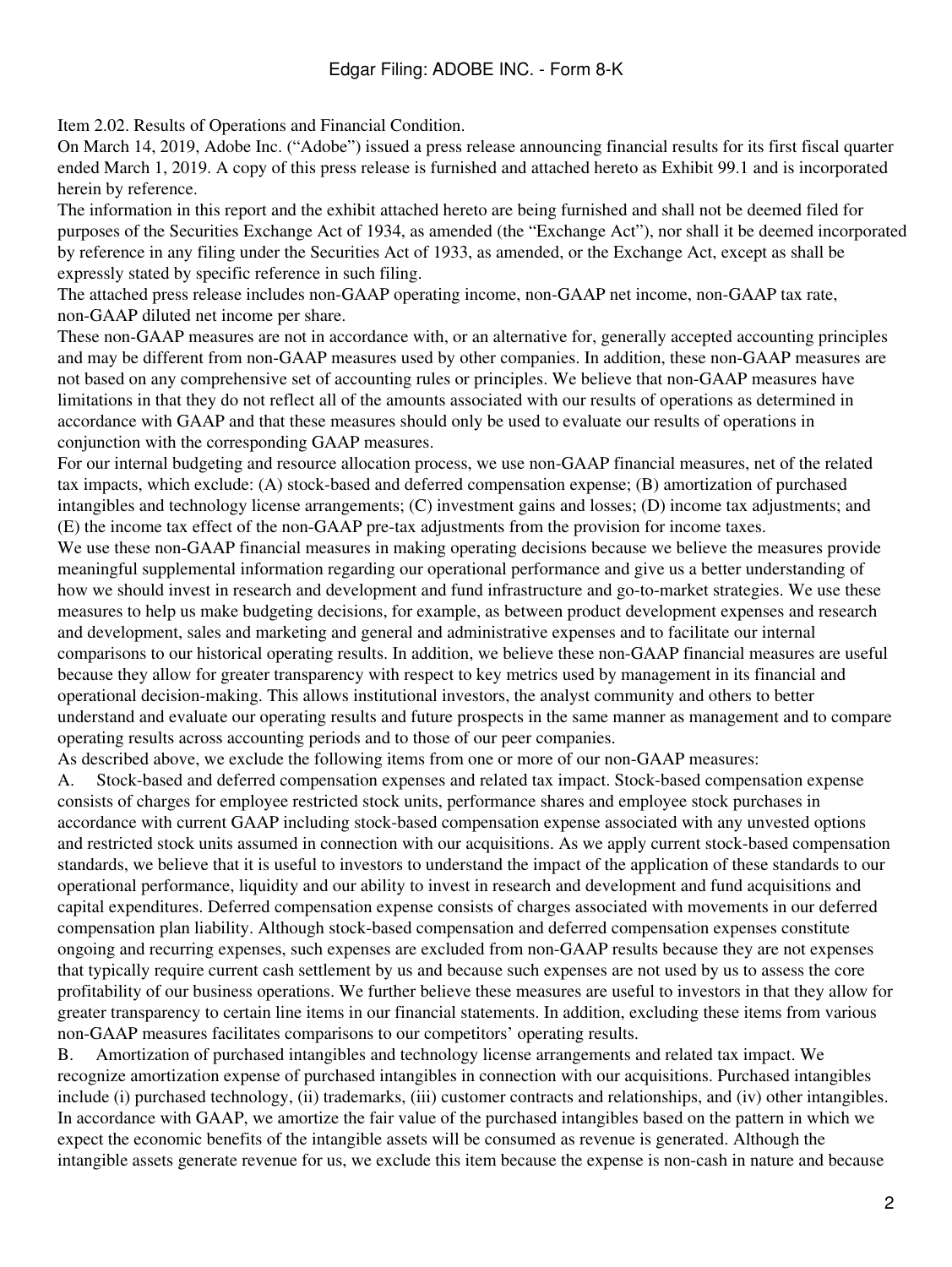Item 2.02. Results of Operations and Financial Condition.

On March 14, 2019, Adobe Inc. ("Adobe") issued a press release announcing financial results for its first fiscal quarter ended March 1, 2019. A copy of this press release is furnished and attached hereto as Exhibit 99.1 and is incorporated herein by reference.

The information in this report and the exhibit attached hereto are being furnished and shall not be deemed filed for purposes of the Securities Exchange Act of 1934, as amended (the "Exchange Act"), nor shall it be deemed incorporated by reference in any filing under the Securities Act of 1933, as amended, or the Exchange Act, except as shall be expressly stated by specific reference in such filing.

The attached press release includes non-GAAP operating income, non-GAAP net income, non-GAAP tax rate, non-GAAP diluted net income per share.

These non-GAAP measures are not in accordance with, or an alternative for, generally accepted accounting principles and may be different from non-GAAP measures used by other companies. In addition, these non-GAAP measures are not based on any comprehensive set of accounting rules or principles. We believe that non-GAAP measures have limitations in that they do not reflect all of the amounts associated with our results of operations as determined in accordance with GAAP and that these measures should only be used to evaluate our results of operations in conjunction with the corresponding GAAP measures.

For our internal budgeting and resource allocation process, we use non-GAAP financial measures, net of the related tax impacts, which exclude: (A) stock-based and deferred compensation expense; (B) amortization of purchased intangibles and technology license arrangements; (C) investment gains and losses; (D) income tax adjustments; and (E) the income tax effect of the non-GAAP pre-tax adjustments from the provision for income taxes.

We use these non-GAAP financial measures in making operating decisions because we believe the measures provide meaningful supplemental information regarding our operational performance and give us a better understanding of how we should invest in research and development and fund infrastructure and go-to-market strategies. We use these measures to help us make budgeting decisions, for example, as between product development expenses and research and development, sales and marketing and general and administrative expenses and to facilitate our internal comparisons to our historical operating results. In addition, we believe these non-GAAP financial measures are useful because they allow for greater transparency with respect to key metrics used by management in its financial and operational decision-making. This allows institutional investors, the analyst community and others to better understand and evaluate our operating results and future prospects in the same manner as management and to compare operating results across accounting periods and to those of our peer companies.

As described above, we exclude the following items from one or more of our non-GAAP measures:

A. Stock-based and deferred compensation expenses and related tax impact. Stock-based compensation expense consists of charges for employee restricted stock units, performance shares and employee stock purchases in accordance with current GAAP including stock-based compensation expense associated with any unvested options and restricted stock units assumed in connection with our acquisitions. As we apply current stock-based compensation standards, we believe that it is useful to investors to understand the impact of the application of these standards to our operational performance, liquidity and our ability to invest in research and development and fund acquisitions and capital expenditures. Deferred compensation expense consists of charges associated with movements in our deferred compensation plan liability. Although stock-based compensation and deferred compensation expenses constitute ongoing and recurring expenses, such expenses are excluded from non-GAAP results because they are not expenses that typically require current cash settlement by us and because such expenses are not used by us to assess the core profitability of our business operations. We further believe these measures are useful to investors in that they allow for greater transparency to certain line items in our financial statements. In addition, excluding these items from various non-GAAP measures facilitates comparisons to our competitors' operating results.

B. Amortization of purchased intangibles and technology license arrangements and related tax impact. We recognize amortization expense of purchased intangibles in connection with our acquisitions. Purchased intangibles include (i) purchased technology, (ii) trademarks, (iii) customer contracts and relationships, and (iv) other intangibles. In accordance with GAAP, we amortize the fair value of the purchased intangibles based on the pattern in which we expect the economic benefits of the intangible assets will be consumed as revenue is generated. Although the intangible assets generate revenue for us, we exclude this item because the expense is non-cash in nature and because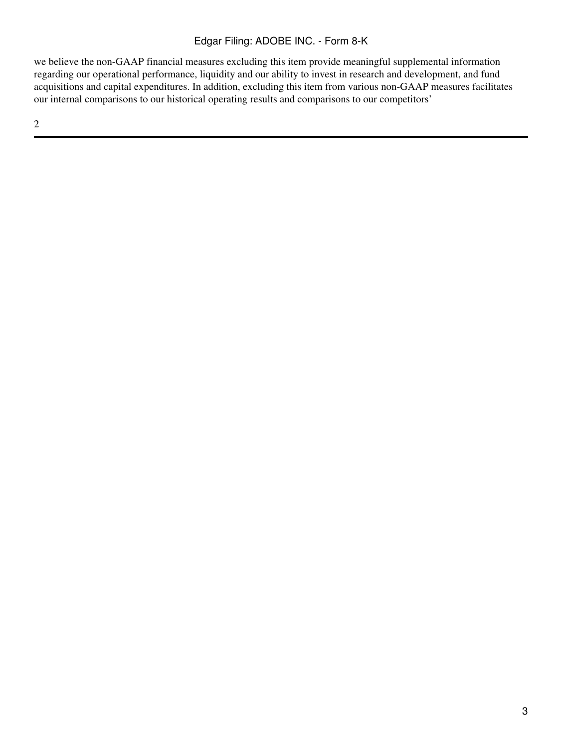we believe the non-GAAP financial measures excluding this item provide meaningful supplemental information regarding our operational performance, liquidity and our ability to invest in research and development, and fund acquisitions and capital expenditures. In addition, excluding this item from various non-GAAP measures facilitates our internal comparisons to our historical operating results and comparisons to our competitors'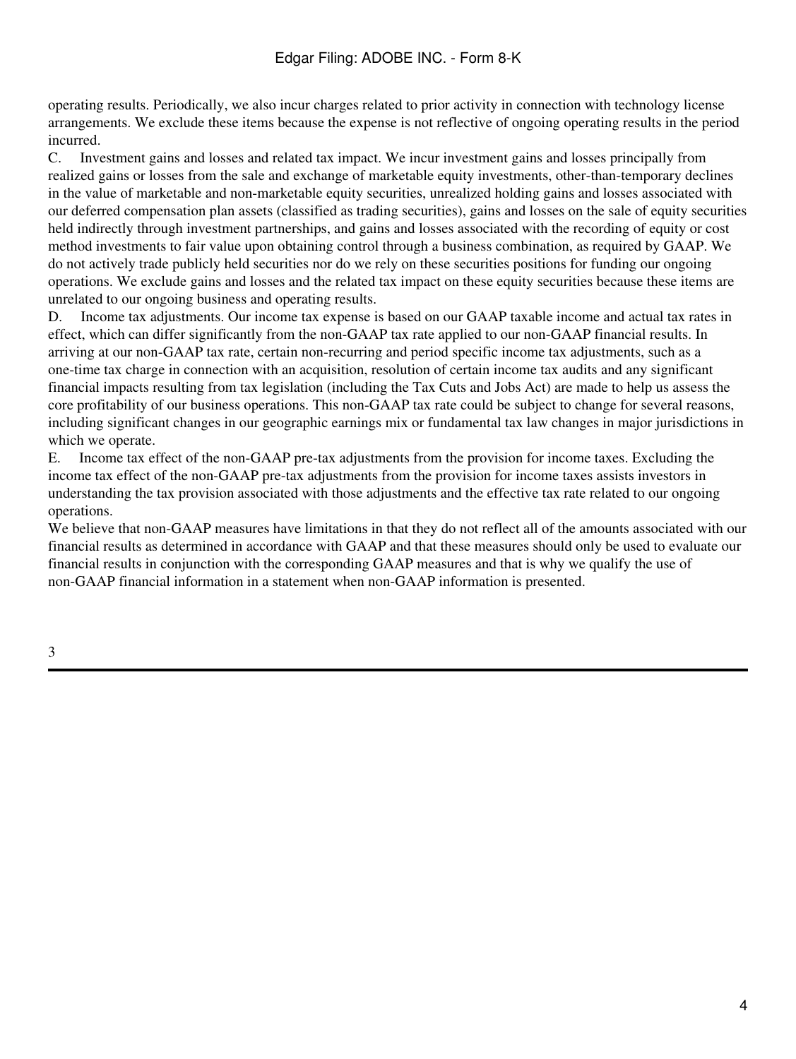operating results. Periodically, we also incur charges related to prior activity in connection with technology license arrangements. We exclude these items because the expense is not reflective of ongoing operating results in the period incurred.

C. Investment gains and losses and related tax impact. We incur investment gains and losses principally from realized gains or losses from the sale and exchange of marketable equity investments, other-than-temporary declines in the value of marketable and non-marketable equity securities, unrealized holding gains and losses associated with our deferred compensation plan assets (classified as trading securities), gains and losses on the sale of equity securities held indirectly through investment partnerships, and gains and losses associated with the recording of equity or cost method investments to fair value upon obtaining control through a business combination, as required by GAAP. We do not actively trade publicly held securities nor do we rely on these securities positions for funding our ongoing operations. We exclude gains and losses and the related tax impact on these equity securities because these items are unrelated to our ongoing business and operating results.

D. Income tax adjustments. Our income tax expense is based on our GAAP taxable income and actual tax rates in effect, which can differ significantly from the non-GAAP tax rate applied to our non-GAAP financial results. In arriving at our non-GAAP tax rate, certain non-recurring and period specific income tax adjustments, such as a one-time tax charge in connection with an acquisition, resolution of certain income tax audits and any significant financial impacts resulting from tax legislation (including the Tax Cuts and Jobs Act) are made to help us assess the core profitability of our business operations. This non-GAAP tax rate could be subject to change for several reasons, including significant changes in our geographic earnings mix or fundamental tax law changes in major jurisdictions in which we operate.

E. Income tax effect of the non-GAAP pre-tax adjustments from the provision for income taxes. Excluding the income tax effect of the non-GAAP pre-tax adjustments from the provision for income taxes assists investors in understanding the tax provision associated with those adjustments and the effective tax rate related to our ongoing operations.

We believe that non-GAAP measures have limitations in that they do not reflect all of the amounts associated with our financial results as determined in accordance with GAAP and that these measures should only be used to evaluate our financial results in conjunction with the corresponding GAAP measures and that is why we qualify the use of non-GAAP financial information in a statement when non-GAAP information is presented.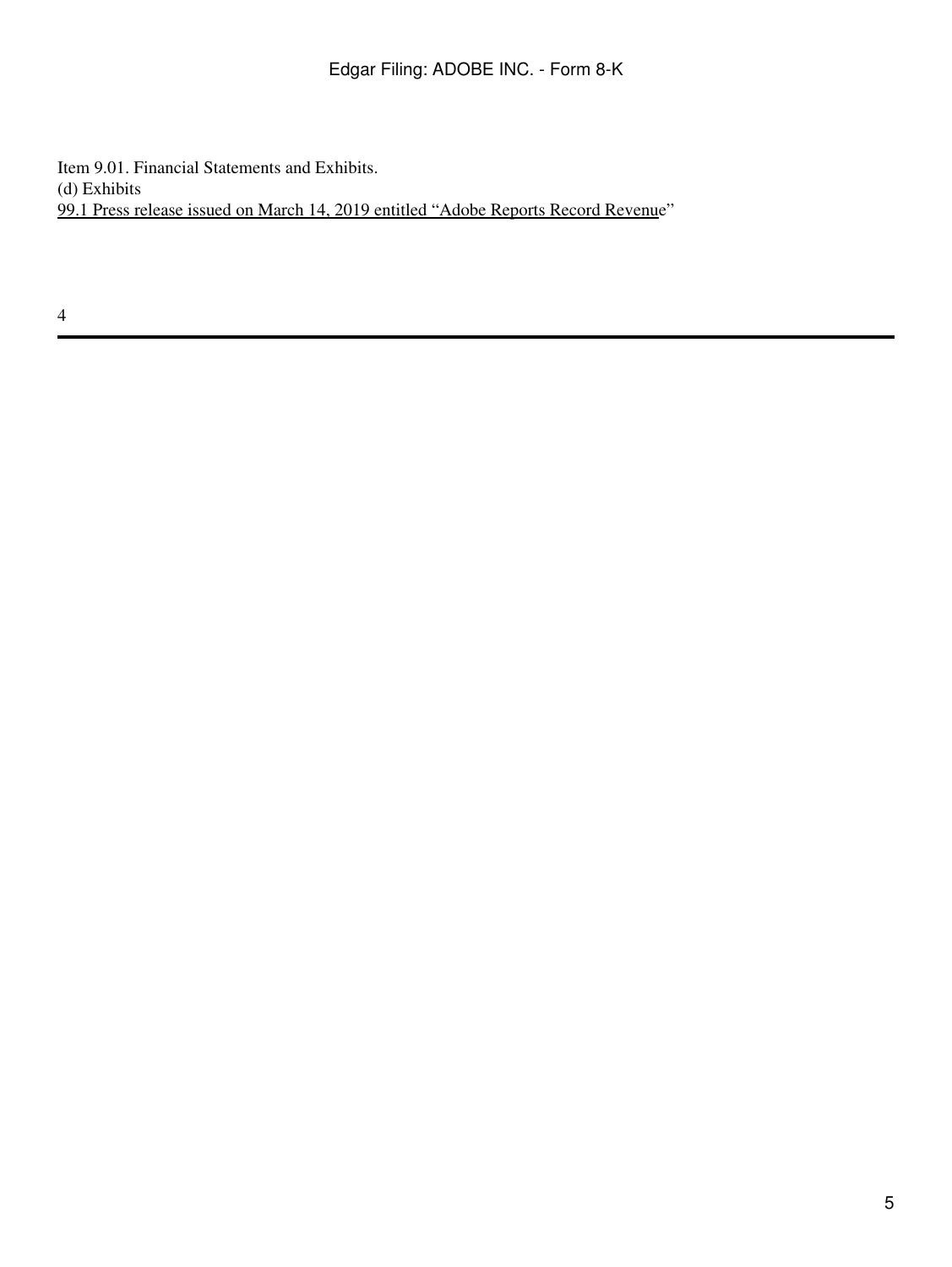Item 9.01. Financial Statements and Exhibits.

(d) Exhibits

99.1 Press release issued on March 14, 2019 entitled "Adobe Reports Record Revenue"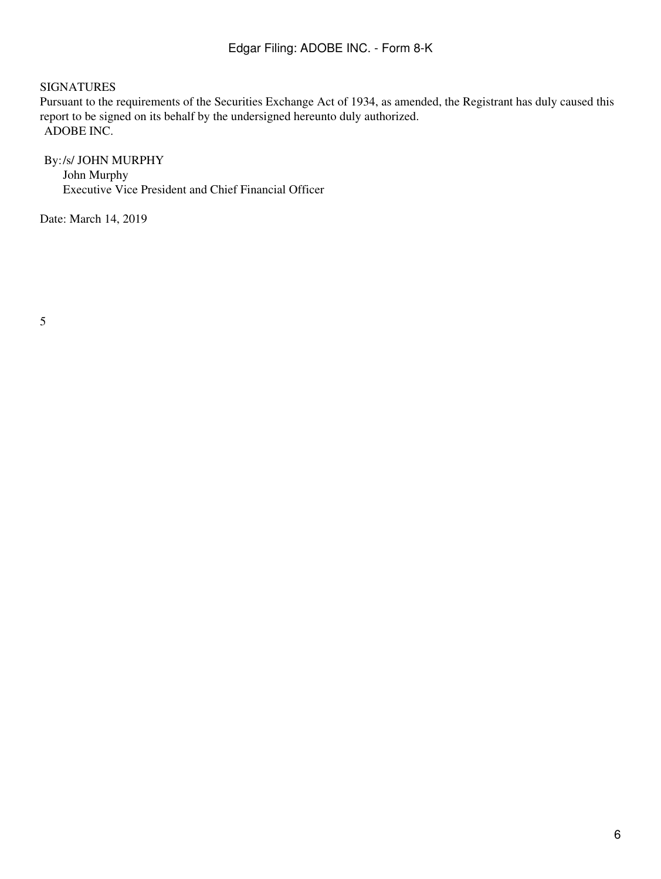SIGNATURES

Pursuant to the requirements of the Securities Exchange Act of 1934, as amended, the Registrant has duly caused this report to be signed on its behalf by the undersigned hereunto duly authorized.

ADOBE INC.

By: /s/ JOHN MURPHY

John Murphy

Executive Vice President and Chief Financial Officer

Date: March 14, 2019